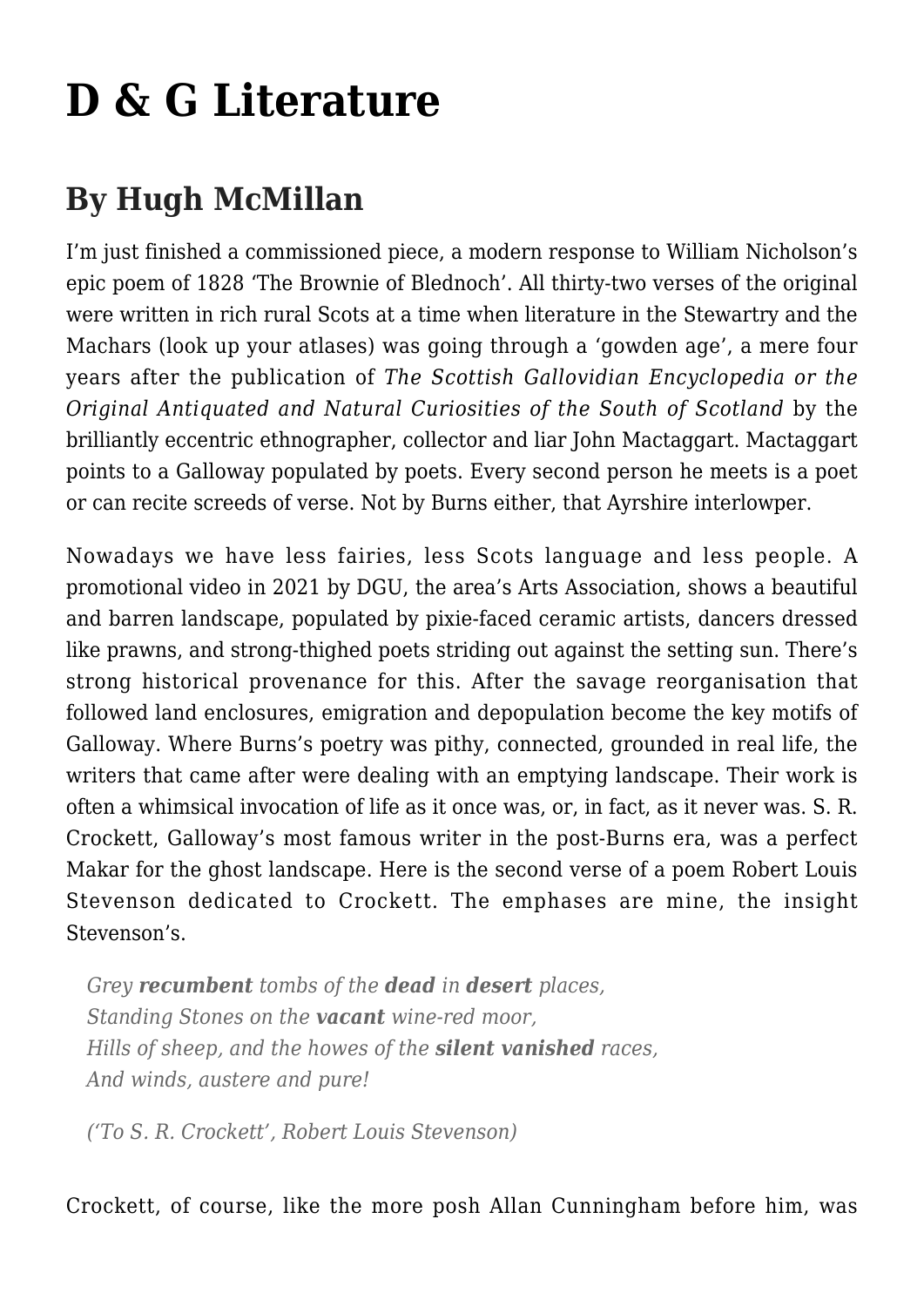# D & G Literature

## By Hugh McMillan

I'm just finished a commissioned piece, a modern response to William Nicholson's epic poem of 1828 'The Brownie of Blednoch'. All thirty-two verses of the original were written in rich rural Scots at a time when literature in the Stewartry and the Machars (look up your atlases) was going through a 'gowden age', a mere four years after the publication of *The Scottish Gallovidian Encyclopedia or the Original Antiquated and Natural Curiosities of the South of Scotland* by the brilliantly eccentric ethnographer, collector and liar John Mactaggart. Mactaggart points to a Galloway populated by poets. Every second person he meets is a poet or can recite screeds of verse. Not by Burns either, that Ayrshire interlowper.

Nowadays we have less fairies, less Scots language and less people. A promotional video in 2021 by DGU, the area's Arts Association, shows a beautiful and barren landscape, populated by pixie-faced ceramic artists, dancers dressed like prawns, and strong-thighed poets striding out against the setting sun. There's strong historical provenance for this. After the savage reorganisation that followed land enclosures, emigration and depopulation become the key motifs of Galloway. Where Burns's poetry was pithy, connected, grounded in real life, the writers that came after were dealing with an emptying landscape. Their work is often a whimsical invocation of life as it once was, or, in fact, as it never was. S. R. Crockett, Galloway's most famous writer in the post-Burns era, was a perfect Makar for the ghost landscape. Here is the second verse of a poem Robert Louis Stevenson dedicated to Crockett. The emphases are mine, the insight Stevenson's.

> *Grey **recumbent** tombs of the **dead** in **desert** places,*
> *Standing Stones on the **vacant** wine-red moor,*
> *Hills of sheep, and the howes of the **silent vanished** races,*
> *And winds, austere and pure!*
>
> *('To S. R. Crockett', Robert Louis Stevenson)*

Crockett, of course, like the more posh Allan Cunningham before him, was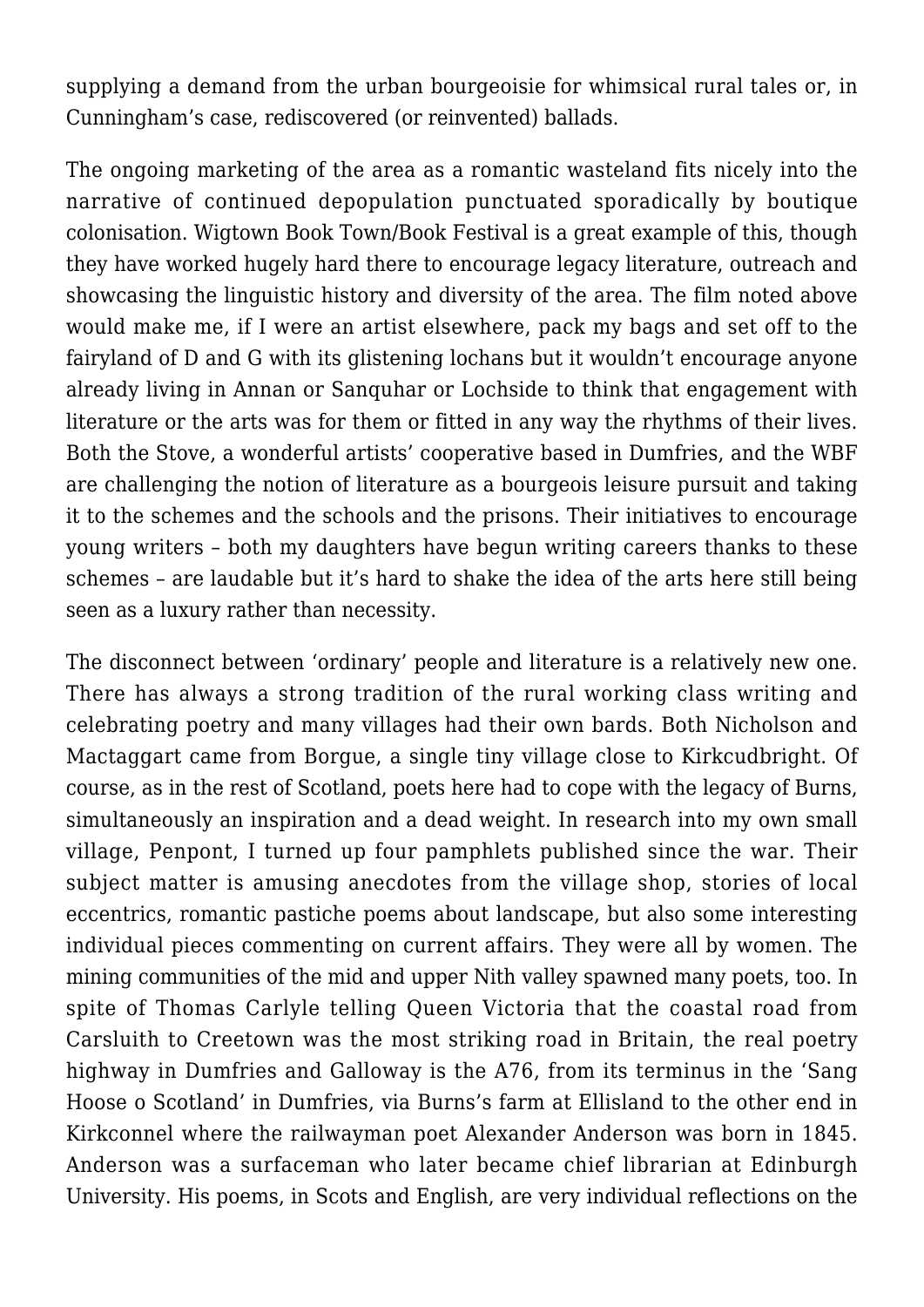supplying a demand from the urban bourgeoisie for whimsical rural tales or, in Cunningham's case, rediscovered (or reinvented) ballads.

The ongoing marketing of the area as a romantic wasteland fits nicely into the narrative of continued depopulation punctuated sporadically by boutique colonisation. Wigtown Book Town/Book Festival is a great example of this, though they have worked hugely hard there to encourage legacy literature, outreach and showcasing the linguistic history and diversity of the area. The film noted above would make me, if I were an artist elsewhere, pack my bags and set off to the fairyland of D and G with its glistening lochans but it wouldn't encourage anyone already living in Annan or Sanquhar or Lochside to think that engagement with literature or the arts was for them or fitted in any way the rhythms of their lives. Both the Stove, a wonderful artists' cooperative based in Dumfries, and the WBF are challenging the notion of literature as a bourgeois leisure pursuit and taking it to the schemes and the schools and the prisons. Their initiatives to encourage young writers – both my daughters have begun writing careers thanks to these schemes – are laudable but it's hard to shake the idea of the arts here still being seen as a luxury rather than necessity.

The disconnect between 'ordinary' people and literature is a relatively new one. There has always a strong tradition of the rural working class writing and celebrating poetry and many villages had their own bards. Both Nicholson and Mactaggart came from Borgue, a single tiny village close to Kirkcudbright. Of course, as in the rest of Scotland, poets here had to cope with the legacy of Burns, simultaneously an inspiration and a dead weight. In research into my own small village, Penpont, I turned up four pamphlets published since the war. Their subject matter is amusing anecdotes from the village shop, stories of local eccentrics, romantic pastiche poems about landscape, but also some interesting individual pieces commenting on current affairs. They were all by women. The mining communities of the mid and upper Nith valley spawned many poets, too. In spite of Thomas Carlyle telling Queen Victoria that the coastal road from Carsluith to Creetown was the most striking road in Britain, the real poetry highway in Dumfries and Galloway is the A76, from its terminus in the 'Sang Hoose o Scotland' in Dumfries, via Burns's farm at Ellisland to the other end in Kirkconnel where the railwayman poet Alexander Anderson was born in 1845. Anderson was a surfaceman who later became chief librarian at Edinburgh University. His poems, in Scots and English, are very individual reflections on the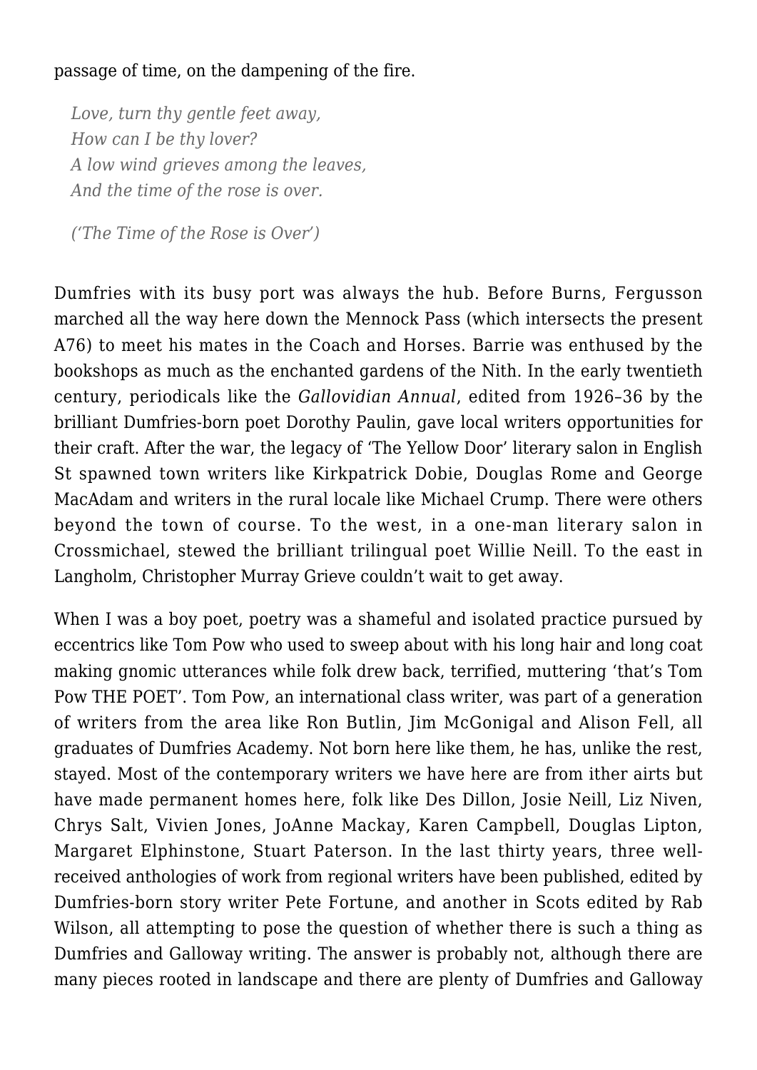passage of time, on the dampening of the fire.

> *Love, turn thy gentle feet away,*
> *How can I be thy lover?*
> *A low wind grieves among the leaves,*
> *And the time of the rose is over.*
>
> *('The Time of the Rose is Over')*

Dumfries with its busy port was always the hub. Before Burns, Fergusson marched all the way here down the Mennock Pass (which intersects the present A76) to meet his mates in the Coach and Horses. Barrie was enthused by the bookshops as much as the enchanted gardens of the Nith. In the early twentieth century, periodicals like the *Gallovidian Annual*, edited from 1926–36 by the brilliant Dumfries-born poet Dorothy Paulin, gave local writers opportunities for their craft. After the war, the legacy of 'The Yellow Door' literary salon in English St spawned town writers like Kirkpatrick Dobie, Douglas Rome and George MacAdam and writers in the rural locale like Michael Crump. There were others beyond the town of course. To the west, in a one-man literary salon in Crossmichael, stewed the brilliant trilingual poet Willie Neill. To the east in Langholm, Christopher Murray Grieve couldn't wait to get away.

When I was a boy poet, poetry was a shameful and isolated practice pursued by eccentrics like Tom Pow who used to sweep about with his long hair and long coat making gnomic utterances while folk drew back, terrified, muttering 'that's Tom Pow THE POET'. Tom Pow, an international class writer, was part of a generation of writers from the area like Ron Butlin, Jim McGonigal and Alison Fell, all graduates of Dumfries Academy. Not born here like them, he has, unlike the rest, stayed. Most of the contemporary writers we have here are from ither airts but have made permanent homes here, folk like Des Dillon, Josie Neill, Liz Niven, Chrys Salt, Vivien Jones, JoAnne Mackay, Karen Campbell, Douglas Lipton, Margaret Elphinstone, Stuart Paterson. In the last thirty years, three well-received anthologies of work from regional writers have been published, edited by Dumfries-born story writer Pete Fortune, and another in Scots edited by Rab Wilson, all attempting to pose the question of whether there is such a thing as Dumfries and Galloway writing. The answer is probably not, although there are many pieces rooted in landscape and there are plenty of Dumfries and Galloway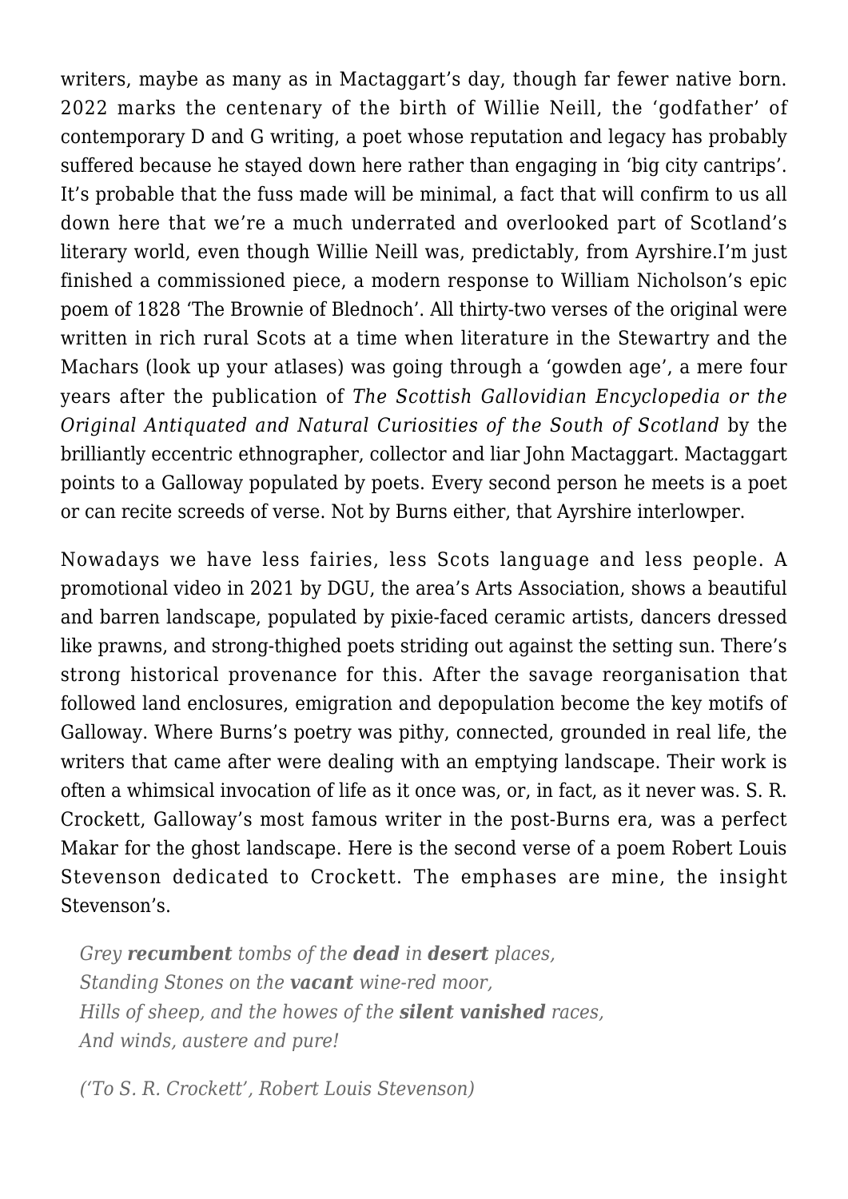writers, maybe as many as in Mactaggart's day, though far fewer native born. 2022 marks the centenary of the birth of Willie Neill, the 'godfather' of contemporary D and G writing, a poet whose reputation and legacy has probably suffered because he stayed down here rather than engaging in 'big city cantrips'. It's probable that the fuss made will be minimal, a fact that will confirm to us all down here that we're a much underrated and overlooked part of Scotland's literary world, even though Willie Neill was, predictably, from Ayrshire.I'm just finished a commissioned piece, a modern response to William Nicholson's epic poem of 1828 'The Brownie of Blednoch'. All thirty-two verses of the original were written in rich rural Scots at a time when literature in the Stewartry and the Machars (look up your atlases) was going through a 'gowden age', a mere four years after the publication of *The Scottish Gallovidian Encyclopedia or the Original Antiquated and Natural Curiosities of the South of Scotland* by the brilliantly eccentric ethnographer, collector and liar John Mactaggart. Mactaggart points to a Galloway populated by poets. Every second person he meets is a poet or can recite screeds of verse. Not by Burns either, that Ayrshire interlowper.

Nowadays we have less fairies, less Scots language and less people. A promotional video in 2021 by DGU, the area's Arts Association, shows a beautiful and barren landscape, populated by pixie-faced ceramic artists, dancers dressed like prawns, and strong-thighed poets striding out against the setting sun. There's strong historical provenance for this. After the savage reorganisation that followed land enclosures, emigration and depopulation become the key motifs of Galloway. Where Burns's poetry was pithy, connected, grounded in real life, the writers that came after were dealing with an emptying landscape. Their work is often a whimsical invocation of life as it once was, or, in fact, as it never was. S. R. Crockett, Galloway's most famous writer in the post-Burns era, was a perfect Makar for the ghost landscape. Here is the second verse of a poem Robert Louis Stevenson dedicated to Crockett. The emphases are mine, the insight Stevenson's.

> *Grey **recumbent** tombs of the **dead** in **desert** places,*
> *Standing Stones on the **vacant** wine-red moor,*
> *Hills of sheep, and the howes of the **silent vanished** races,*
> *And winds, austere and pure!*
>
> *('To S. R. Crockett', Robert Louis Stevenson)*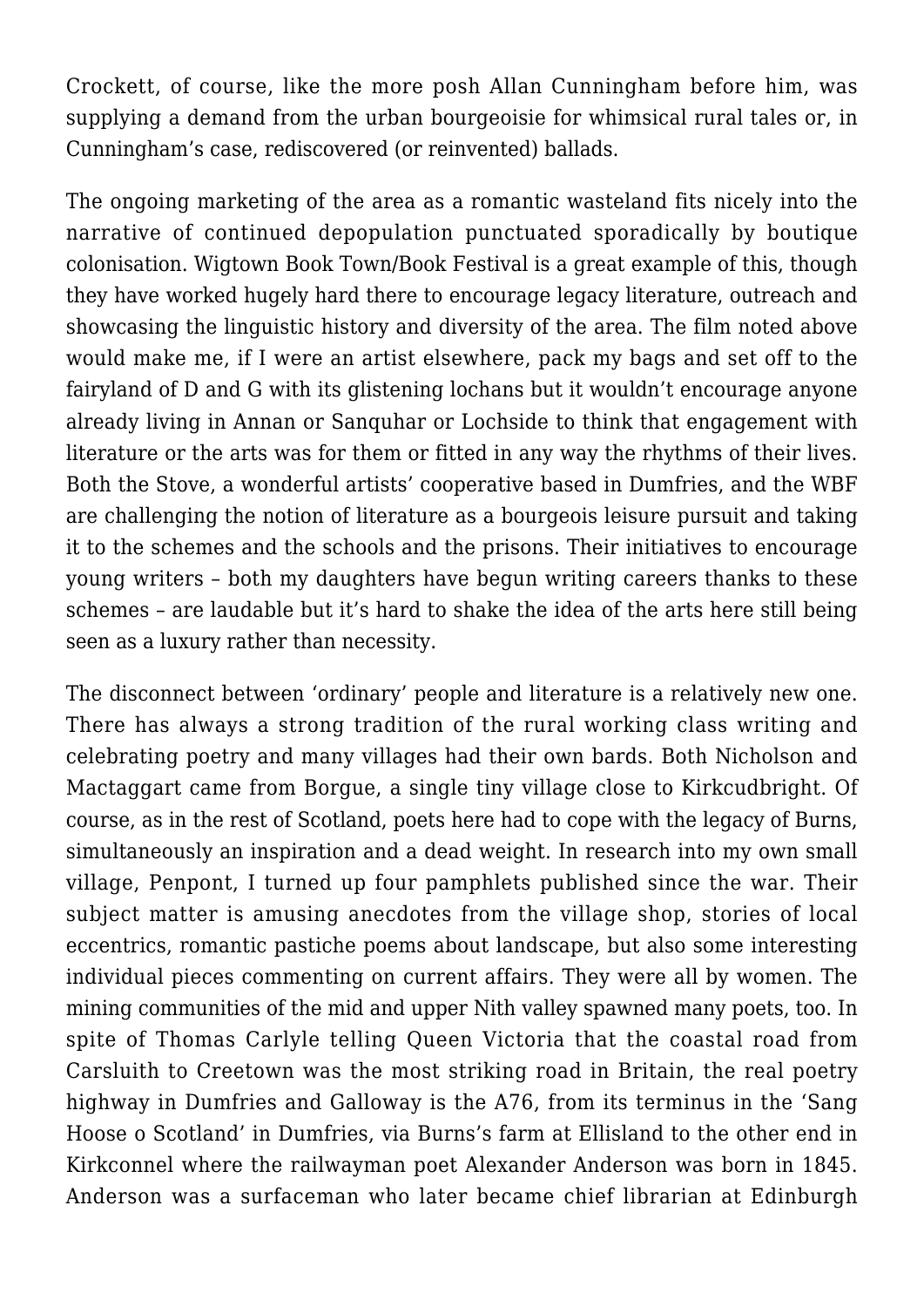Crockett, of course, like the more posh Allan Cunningham before him, was supplying a demand from the urban bourgeoisie for whimsical rural tales or, in Cunningham's case, rediscovered (or reinvented) ballads.

The ongoing marketing of the area as a romantic wasteland fits nicely into the narrative of continued depopulation punctuated sporadically by boutique colonisation. Wigtown Book Town/Book Festival is a great example of this, though they have worked hugely hard there to encourage legacy literature, outreach and showcasing the linguistic history and diversity of the area. The film noted above would make me, if I were an artist elsewhere, pack my bags and set off to the fairyland of D and G with its glistening lochans but it wouldn't encourage anyone already living in Annan or Sanquhar or Lochside to think that engagement with literature or the arts was for them or fitted in any way the rhythms of their lives. Both the Stove, a wonderful artists' cooperative based in Dumfries, and the WBF are challenging the notion of literature as a bourgeois leisure pursuit and taking it to the schemes and the schools and the prisons. Their initiatives to encourage young writers – both my daughters have begun writing careers thanks to these schemes – are laudable but it's hard to shake the idea of the arts here still being seen as a luxury rather than necessity.

The disconnect between 'ordinary' people and literature is a relatively new one. There has always a strong tradition of the rural working class writing and celebrating poetry and many villages had their own bards. Both Nicholson and Mactaggart came from Borgue, a single tiny village close to Kirkcudbright. Of course, as in the rest of Scotland, poets here had to cope with the legacy of Burns, simultaneously an inspiration and a dead weight. In research into my own small village, Penpont, I turned up four pamphlets published since the war. Their subject matter is amusing anecdotes from the village shop, stories of local eccentrics, romantic pastiche poems about landscape, but also some interesting individual pieces commenting on current affairs. They were all by women. The mining communities of the mid and upper Nith valley spawned many poets, too. In spite of Thomas Carlyle telling Queen Victoria that the coastal road from Carsluith to Creetown was the most striking road in Britain, the real poetry highway in Dumfries and Galloway is the A76, from its terminus in the 'Sang Hoose o Scotland' in Dumfries, via Burns's farm at Ellisland to the other end in Kirkconnel where the railwayman poet Alexander Anderson was born in 1845. Anderson was a surfaceman who later became chief librarian at Edinburgh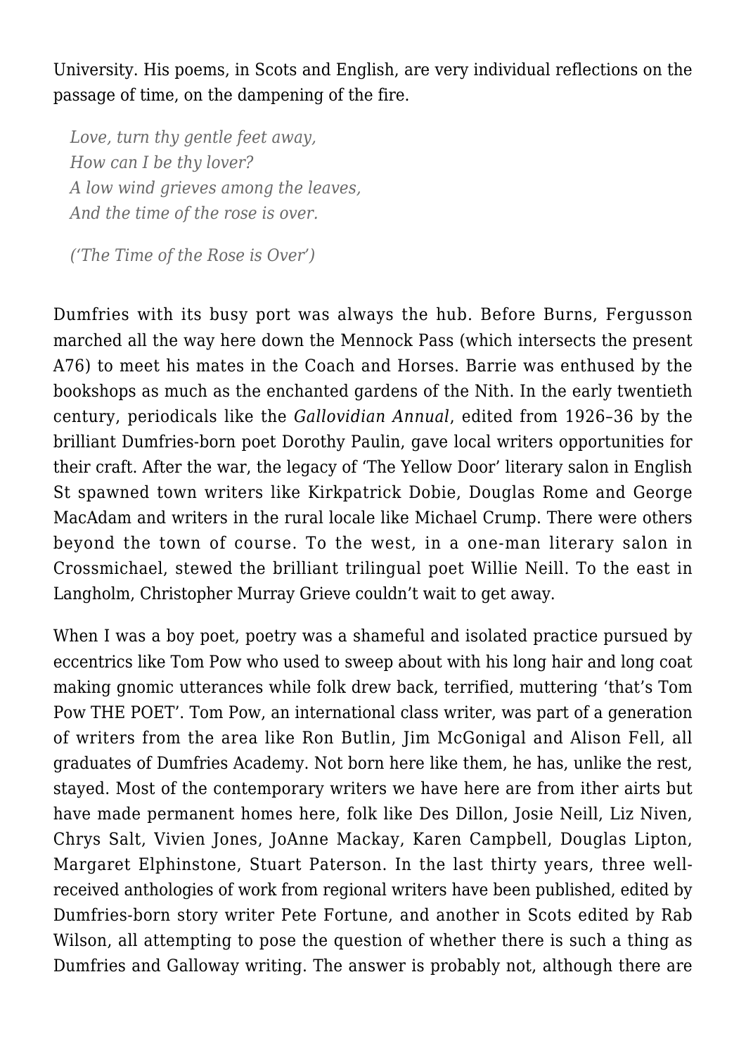University. His poems, in Scots and English, are very individual reflections on the passage of time, on the dampening of the fire.

> *Love, turn thy gentle feet away,*
> *How can I be thy lover?*
> *A low wind grieves among the leaves,*
> *And the time of the rose is over.*
>
> *('The Time of the Rose is Over')*

Dumfries with its busy port was always the hub. Before Burns, Fergusson marched all the way here down the Mennock Pass (which intersects the present A76) to meet his mates in the Coach and Horses. Barrie was enthused by the bookshops as much as the enchanted gardens of the Nith. In the early twentieth century, periodicals like the *Gallovidian Annual*, edited from 1926–36 by the brilliant Dumfries-born poet Dorothy Paulin, gave local writers opportunities for their craft. After the war, the legacy of 'The Yellow Door' literary salon in English St spawned town writers like Kirkpatrick Dobie, Douglas Rome and George MacAdam and writers in the rural locale like Michael Crump. There were others beyond the town of course. To the west, in a one-man literary salon in Crossmichael, stewed the brilliant trilingual poet Willie Neill. To the east in Langholm, Christopher Murray Grieve couldn't wait to get away.

When I was a boy poet, poetry was a shameful and isolated practice pursued by eccentrics like Tom Pow who used to sweep about with his long hair and long coat making gnomic utterances while folk drew back, terrified, muttering 'that's Tom Pow THE POET'. Tom Pow, an international class writer, was part of a generation of writers from the area like Ron Butlin, Jim McGonigal and Alison Fell, all graduates of Dumfries Academy. Not born here like them, he has, unlike the rest, stayed. Most of the contemporary writers we have here are from ither airts but have made permanent homes here, folk like Des Dillon, Josie Neill, Liz Niven, Chrys Salt, Vivien Jones, JoAnne Mackay, Karen Campbell, Douglas Lipton, Margaret Elphinstone, Stuart Paterson. In the last thirty years, three well-received anthologies of work from regional writers have been published, edited by Dumfries-born story writer Pete Fortune, and another in Scots edited by Rab Wilson, all attempting to pose the question of whether there is such a thing as Dumfries and Galloway writing. The answer is probably not, although there are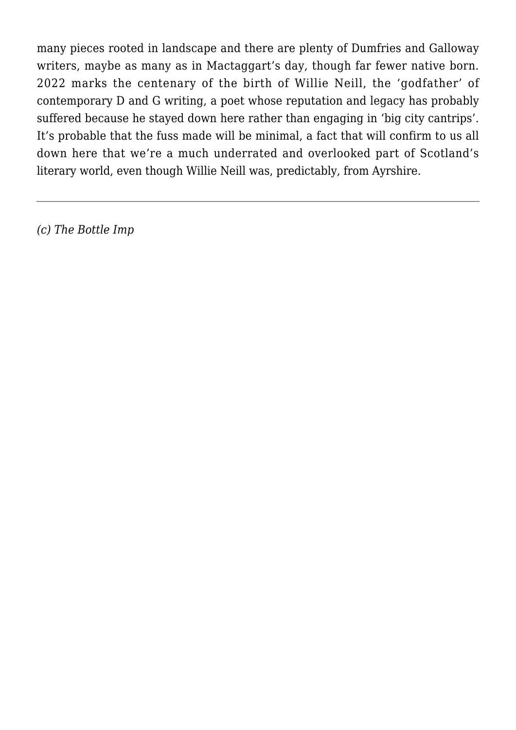many pieces rooted in landscape and there are plenty of Dumfries and Galloway writers, maybe as many as in Mactaggart's day, though far fewer native born. 2022 marks the centenary of the birth of Willie Neill, the 'godfather' of contemporary D and G writing, a poet whose reputation and legacy has probably suffered because he stayed down here rather than engaging in 'big city cantrips'. It's probable that the fuss made will be minimal, a fact that will confirm to us all down here that we're a much underrated and overlooked part of Scotland's literary world, even though Willie Neill was, predictably, from Ayrshire.

---

*(c) The Bottle Imp*